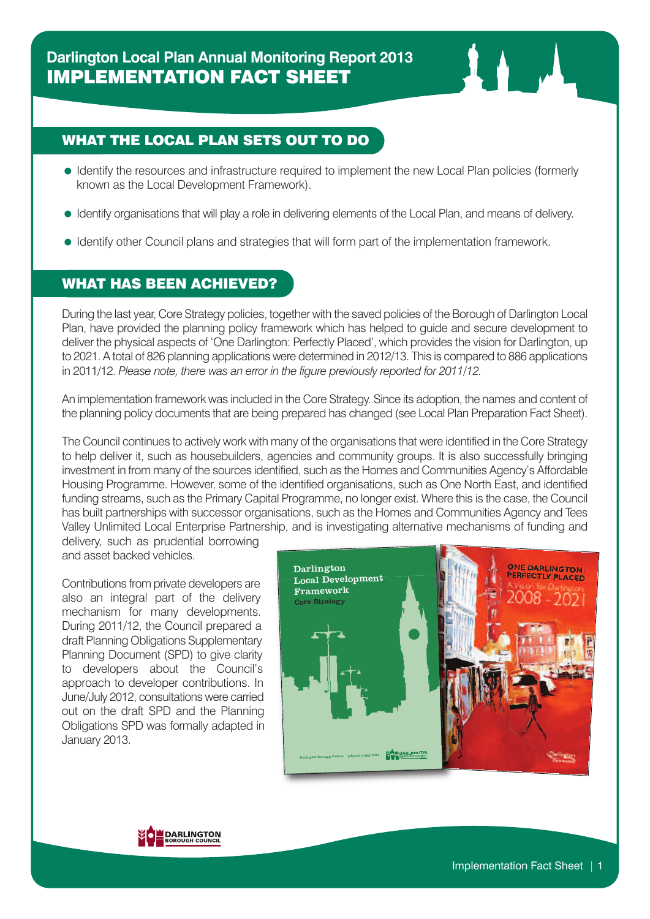# Darlington Local Plan Annual Monitoring Report 2013

# IMPLEMENTATION FACT SHEET

## WHAT THE LOCAL PLAN SETS OUT TO DO

- Identify the resources and infrastructure required to implement the new Local Plan policies (formerly known as the Local Development Framework).
- Identify organisations that will play a role in delivering elements of the Local Plan, and means of delivery.
- Identify other Council plans and strategies that will form part of the implementation framework.

## WHAT HAS BEEN ACHIEVED?

During the last year, Core Strategy policies, together with the saved policies of the Borough of Darlington Local Plan, have provided the planning policy framework which has helped to guide and secure development to deliver the physical aspects of 'One Darlington: Perfectly Placed', which provides the vision for Darlington, up to 2021. A total of 826 planning applications were determined in 2012/13. This is compared to 886 applications in 2011/12. *Please note, there was an error in the figure previously reported for 2011/12.*

An implementation framework was included in the Core Strategy. Since its adoption, the names and content of the planning policy documents that are being prepared has changed (see Local Plan Preparation Fact Sheet).

The Council continues to actively work with many of the organisations that were identified in the Core Strategy to help deliver it, such as housebuilders, agencies and community groups. It is also successfully bringing investment in from many of the sources identified, such as the Homes and Communities Agency's Affordable Housing Programme. However, some of the identified organisations, such as One North East, and identified funding streams, such as the Primary Capital Programme, no longer exist. Where this is the case, the Council has built partnerships with successor organisations, such as the Homes and Communities Agency and Tees Valley Unlimited Local Enterprise Partnership, and is investigating alternative mechanisms of funding and delivery, such as prudential borrowing and asset backed vehicles.

Contributions from private developers are also an integral part of the delivery mechanism for many developments. During 2011/12, the Council prepared a draft Planning Obligations Supplementary Planning Document (SPD) to give clarity to developers about the Council's approach to developer contributions. In June/July 2012, consultations were carried out on the draft SPD and the Planning Obligations SPD was formally adapted in January 2013.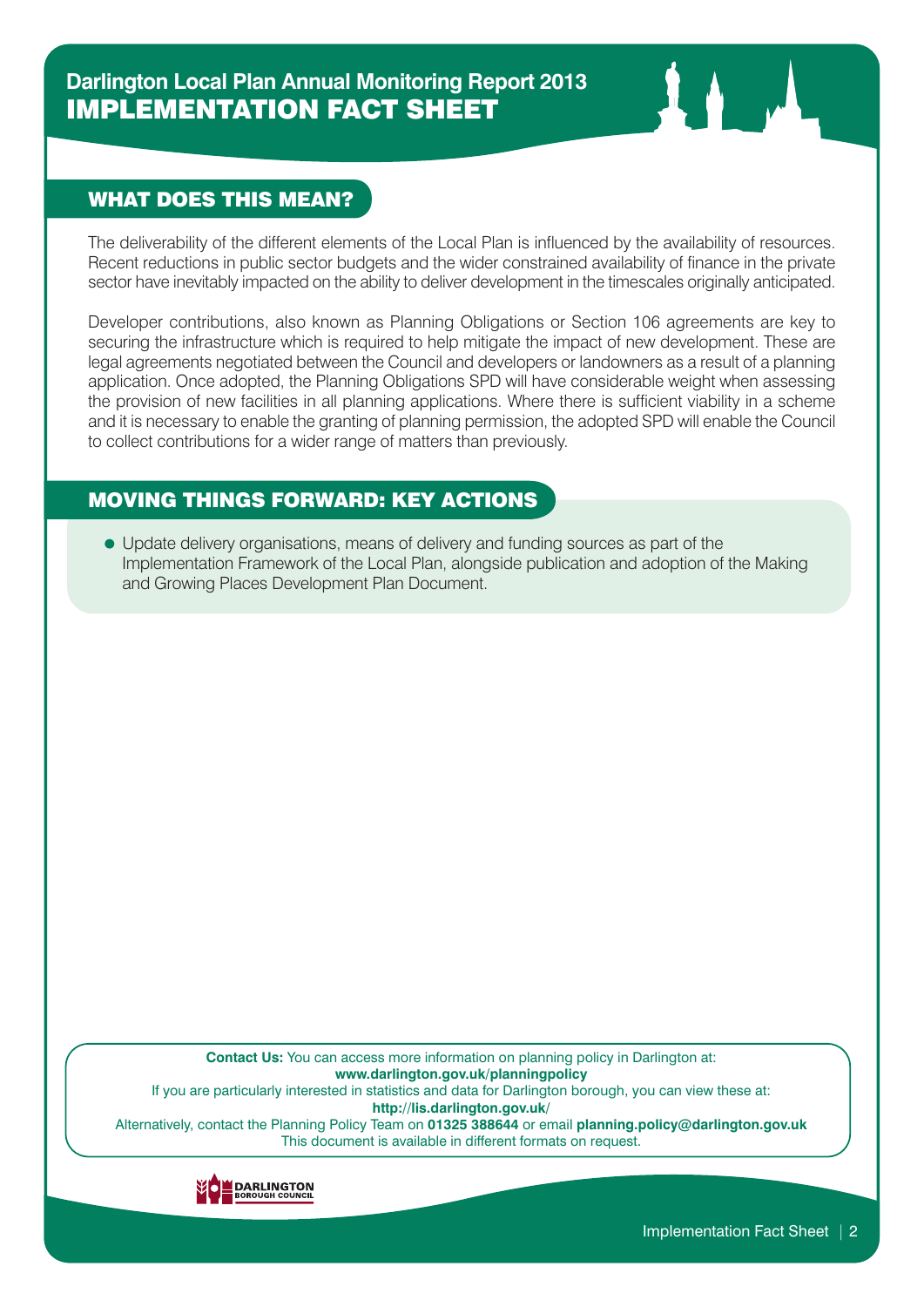# Darlington Local Plan Annual Monitoring Report 2013
# IMPLEMENTATION FACT SHEET

## WHAT DOES THIS MEAN?

The deliverability of the different elements of the Local Plan is influenced by the availability of resources. Recent reductions in public sector budgets and the wider constrained availability of finance in the private sector have inevitably impacted on the ability to deliver development in the timescales originally anticipated.

Developer contributions, also known as Planning Obligations or Section 106 agreements are key to securing the infrastructure which is required to help mitigate the impact of new development. These are legal agreements negotiated between the Council and developers or landowners as a result of a planning application. Once adopted, the Planning Obligations SPD will have considerable weight when assessing the provision of new facilities in all planning applications. Where there is sufficient viability in a scheme and it is necessary to enable the granting of planning permission, the adopted SPD will enable the Council to collect contributions for a wider range of matters than previously.

## MOVING THINGS FORWARD: KEY ACTIONS

- Update delivery organisations, means of delivery and funding sources as part of the Implementation Framework of the Local Plan, alongside publication and adoption of the Making and Growing Places Development Plan Document.

**Contact Us:** You can access more information on planning policy in Darlington at:
**www.darlington.gov.uk/planningpolicy**
If you are particularly interested in statistics and data for Darlington borough, you can view these at:
**http://lis.darlington.gov.uk/**
Alternatively, contact the Planning Policy Team on **01325 388644** or email **planning.policy@darlington.gov.uk**
This document is available in different formats on request.

DARLINGTON BOROUGH COUNCIL